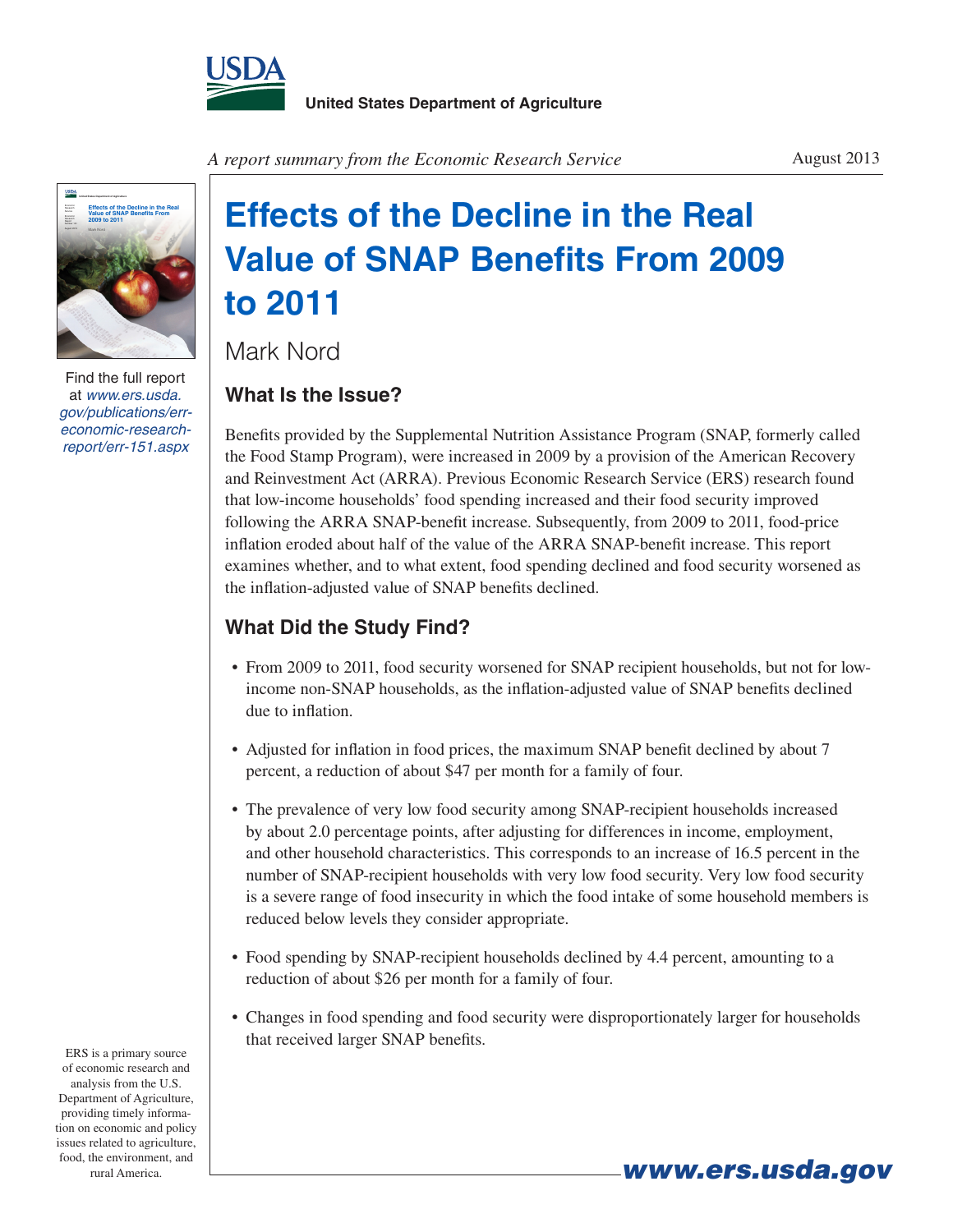United States Department of Agriculture

*A report summary from the Economic Research Service*

August 2013

# Effects of the Decline in the Real Value of SNAP Benefits From 2009 to 2011

Mark Nord

Find the full report at *www.ers.usda.gov/publications/err-economic-research-report/err-151.aspx*

## What Is the Issue?

Benefits provided by the Supplemental Nutrition Assistance Program (SNAP, formerly called the Food Stamp Program), were increased in 2009 by a provision of the American Recovery and Reinvestment Act (ARRA). Previous Economic Research Service (ERS) research found that low-income households' food spending increased and their food security improved following the ARRA SNAP-benefit increase. Subsequently, from 2009 to 2011, food-price inflation eroded about half of the value of the ARRA SNAP-benefit increase. This report examines whether, and to what extent, food spending declined and food security worsened as the inflation-adjusted value of SNAP benefits declined.

## What Did the Study Find?

- From 2009 to 2011, food security worsened for SNAP recipient households, but not for low-income non-SNAP households, as the inflation-adjusted value of SNAP benefits declined due to inflation.
- Adjusted for inflation in food prices, the maximum SNAP benefit declined by about 7 percent, a reduction of about $47 per month for a family of four.
- The prevalence of very low food security among SNAP-recipient households increased by about 2.0 percentage points, after adjusting for differences in income, employment, and other household characteristics. This corresponds to an increase of 16.5 percent in the number of SNAP-recipient households with very low food security. Very low food security is a severe range of food insecurity in which the food intake of some household members is reduced below levels they consider appropriate.
- Food spending by SNAP-recipient households declined by 4.4 percent, amounting to a reduction of about $26 per month for a family of four.
- Changes in food spending and food security were disproportionately larger for households that received larger SNAP benefits.

ERS is a primary source of economic research and analysis from the U.S. Department of Agriculture, providing timely information on economic and policy issues related to agriculture, food, the environment, and rural America.

www.ers.usda.gov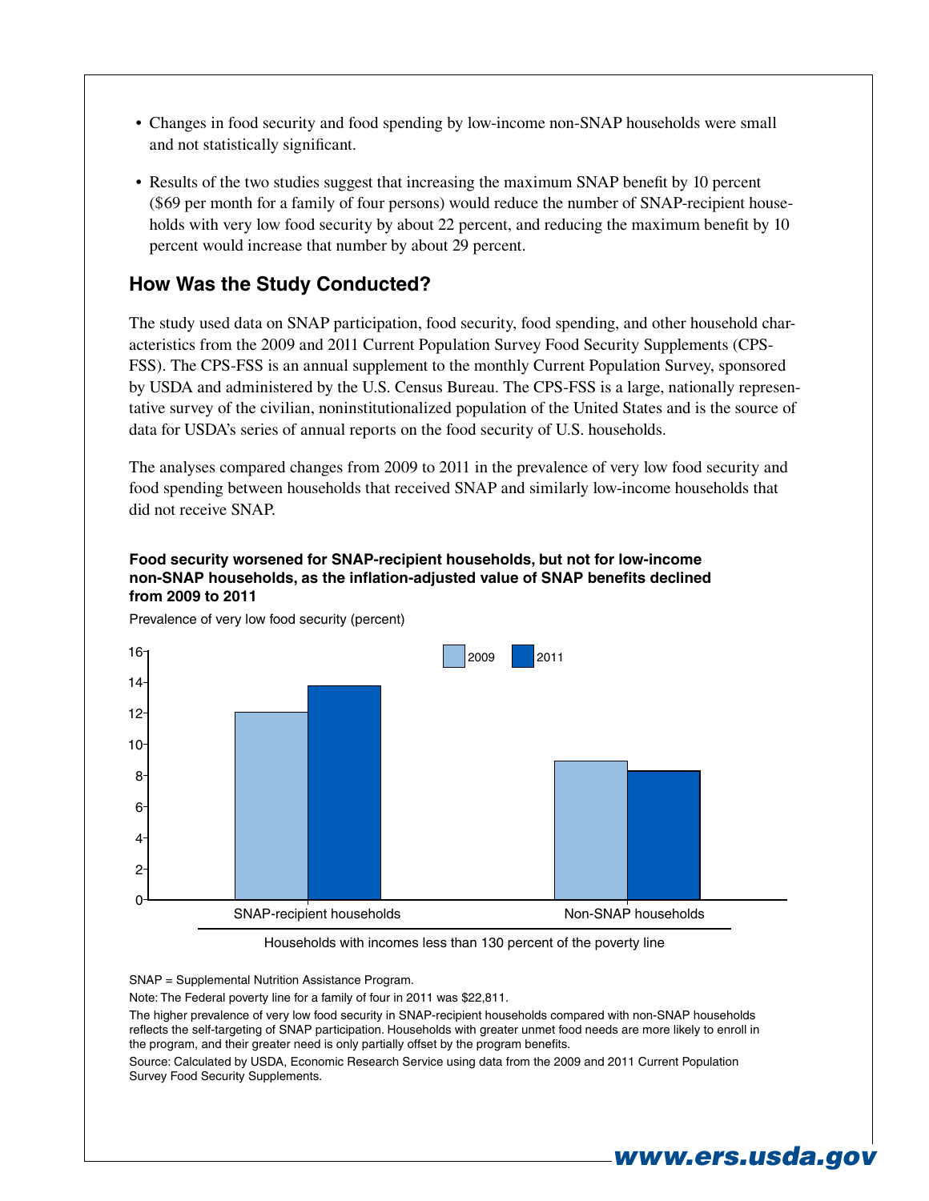- Changes in food security and food spending by low-income non-SNAP households were small and not statistically significant.

- Results of the two studies suggest that increasing the maximum SNAP benefit by 10 percent ($69 per month for a family of four persons) would reduce the number of SNAP-recipient households with very low food security by about 22 percent, and reducing the maximum benefit by 10 percent would increase that number by about 29 percent.

## How Was the Study Conducted?

The study used data on SNAP participation, food security, food spending, and other household characteristics from the 2009 and 2011 Current Population Survey Food Security Supplements (CPS-FSS). The CPS-FSS is an annual supplement to the monthly Current Population Survey, sponsored by USDA and administered by the U.S. Census Bureau. The CPS-FSS is a large, nationally representative survey of the civilian, noninstitutionalized population of the United States and is the source of data for USDA's series of annual reports on the food security of U.S. households.

The analyses compared changes from 2009 to 2011 in the prevalence of very low food security and food spending between households that received SNAP and similarly low-income households that did not receive SNAP.

**Food security worsened for SNAP-recipient households, but not for low-income non-SNAP households, as the inflation-adjusted value of SNAP benefits declined from 2009 to 2011**

Prevalence of very low food security (percent)

16
14
12
10
8
6
4
2
0

2009
2011

SNAP-recipient households
Non-SNAP households

Households with incomes less than 130 percent of the poverty line

SNAP = Supplemental Nutrition Assistance Program.

Note: The Federal poverty line for a family of four in 2011 was $22,811.

The higher prevalence of very low food security in SNAP-recipient households compared with non-SNAP households reflects the self-targeting of SNAP participation. Households with greater unmet food needs are more likely to enroll in the program, and their greater need is only partially offset by the program benefits.

Source: Calculated by USDA, Economic Research Service using data from the 2009 and 2011 Current Population Survey Food Security Supplements.

www.ers.usda.gov